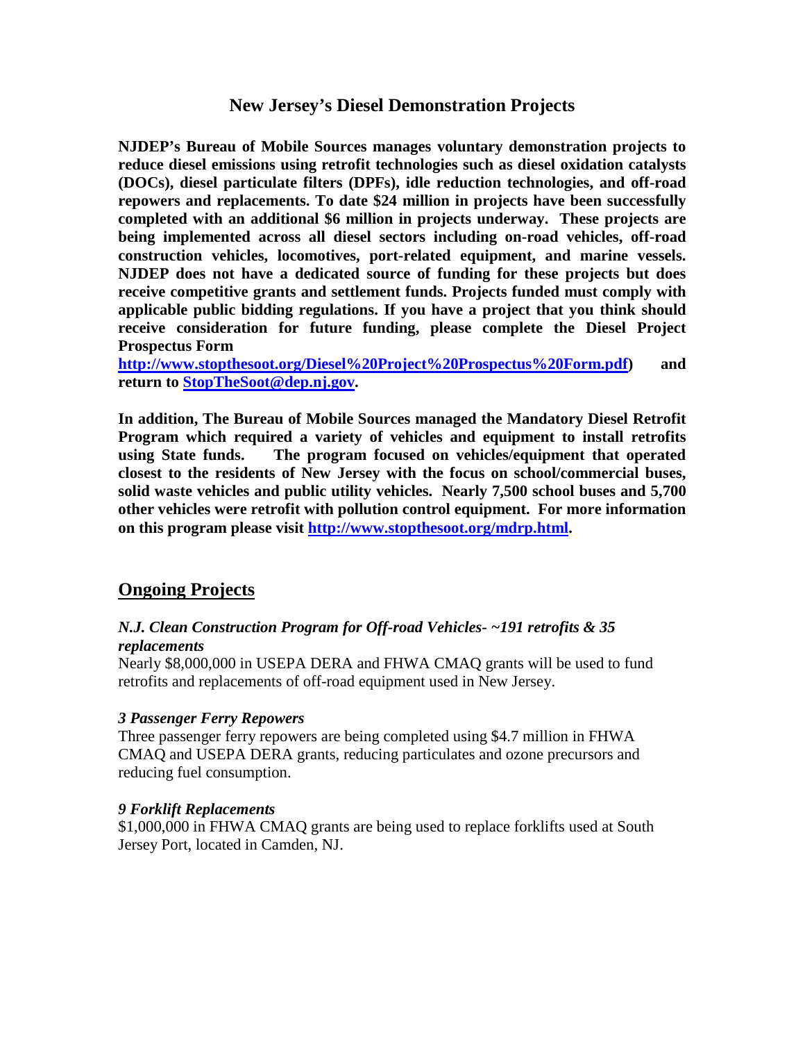# New Jersey's Diesel Demonstration Projects

**NJDEP's Bureau of Mobile Sources manages voluntary demonstration projects to reduce diesel emissions using retrofit technologies such as diesel oxidation catalysts (DOCs), diesel particulate filters (DPFs), idle reduction technologies, and off-road repowers and replacements. To date $24 million in projects have been successfully completed with an additional $6 million in projects underway. These projects are being implemented across all diesel sectors including on-road vehicles, off-road construction vehicles, locomotives, port-related equipment, and marine vessels. NJDEP does not have a dedicated source of funding for these projects but does receive competitive grants and settlement funds. Projects funded must comply with applicable public bidding regulations. If you have a project that you think should receive consideration for future funding, please complete the Diesel Project Prospectus Form [http://www.stopthesoot.org/Diesel%20Project%20Prospectus%20Form.pdf](http://www.stopthesoot.org/Diesel%20Project%20Prospectus%20Form.pdf)) and return to [StopTheSoot@dep.nj.gov](mailto:StopTheSoot@dep.nj.gov).**

**In addition, The Bureau of Mobile Sources managed the Mandatory Diesel Retrofit Program which required a variety of vehicles and equipment to install retrofits using State funds. The program focused on vehicles/equipment that operated closest to the residents of New Jersey with the focus on school/commercial buses, solid waste vehicles and public utility vehicles. Nearly 7,500 school buses and 5,700 other vehicles were retrofit with pollution control equipment. For more information on this program please visit [http://www.stopthesoot.org/mdrp.html](http://www.stopthesoot.org/mdrp.html).**

## Ongoing Projects

### *N.J. Clean Construction Program for Off-road Vehicles- ~191 retrofits & 35 replacements*

Nearly $8,000,000 in USEPA DERA and FHWA CMAQ grants will be used to fund retrofits and replacements of off-road equipment used in New Jersey.

### *3 Passenger Ferry Repowers*

Three passenger ferry repowers are being completed using $4.7 million in FHWA CMAQ and USEPA DERA grants, reducing particulates and ozone precursors and reducing fuel consumption.

### *9 Forklift Replacements*

$1,000,000 in FHWA CMAQ grants are being used to replace forklifts used at South Jersey Port, located in Camden, NJ.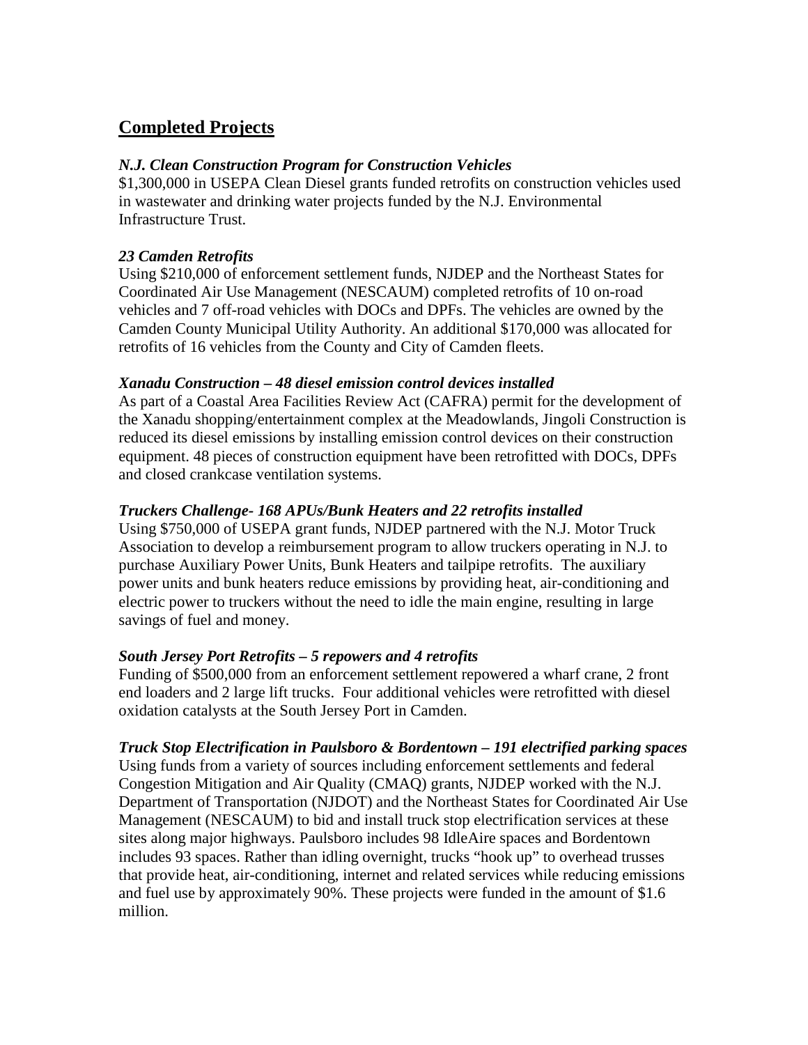## Completed Projects

***N.J. Clean Construction Program for Construction Vehicles***

$1,300,000 in USEPA Clean Diesel grants funded retrofits on construction vehicles used in wastewater and drinking water projects funded by the N.J. Environmental Infrastructure Trust.

***23 Camden Retrofits***

Using $210,000 of enforcement settlement funds, NJDEP and the Northeast States for Coordinated Air Use Management (NESCAUM) completed retrofits of 10 on-road vehicles and 7 off-road vehicles with DOCs and DPFs. The vehicles are owned by the Camden County Municipal Utility Authority. An additional $170,000 was allocated for retrofits of 16 vehicles from the County and City of Camden fleets.

***Xanadu Construction – 48 diesel emission control devices installed***

As part of a Coastal Area Facilities Review Act (CAFRA) permit for the development of the Xanadu shopping/entertainment complex at the Meadowlands, Jingoli Construction is reduced its diesel emissions by installing emission control devices on their construction equipment. 48 pieces of construction equipment have been retrofitted with DOCs, DPFs and closed crankcase ventilation systems.

***Truckers Challenge- 168 APUs/Bunk Heaters and 22 retrofits installed***

Using $750,000 of USEPA grant funds, NJDEP partnered with the N.J. Motor Truck Association to develop a reimbursement program to allow truckers operating in N.J. to purchase Auxiliary Power Units, Bunk Heaters and tailpipe retrofits. The auxiliary power units and bunk heaters reduce emissions by providing heat, air-conditioning and electric power to truckers without the need to idle the main engine, resulting in large savings of fuel and money.

***South Jersey Port Retrofits – 5 repowers and 4 retrofits***

Funding of $500,000 from an enforcement settlement repowered a wharf crane, 2 front end loaders and 2 large lift trucks. Four additional vehicles were retrofitted with diesel oxidation catalysts at the South Jersey Port in Camden.

***Truck Stop Electrification in Paulsboro & Bordentown – 191 electrified parking spaces***

Using funds from a variety of sources including enforcement settlements and federal Congestion Mitigation and Air Quality (CMAQ) grants, NJDEP worked with the N.J. Department of Transportation (NJDOT) and the Northeast States for Coordinated Air Use Management (NESCAUM) to bid and install truck stop electrification services at these sites along major highways. Paulsboro includes 98 IdleAire spaces and Bordentown includes 93 spaces. Rather than idling overnight, trucks "hook up" to overhead trusses that provide heat, air-conditioning, internet and related services while reducing emissions and fuel use by approximately 90%. These projects were funded in the amount of $1.6 million.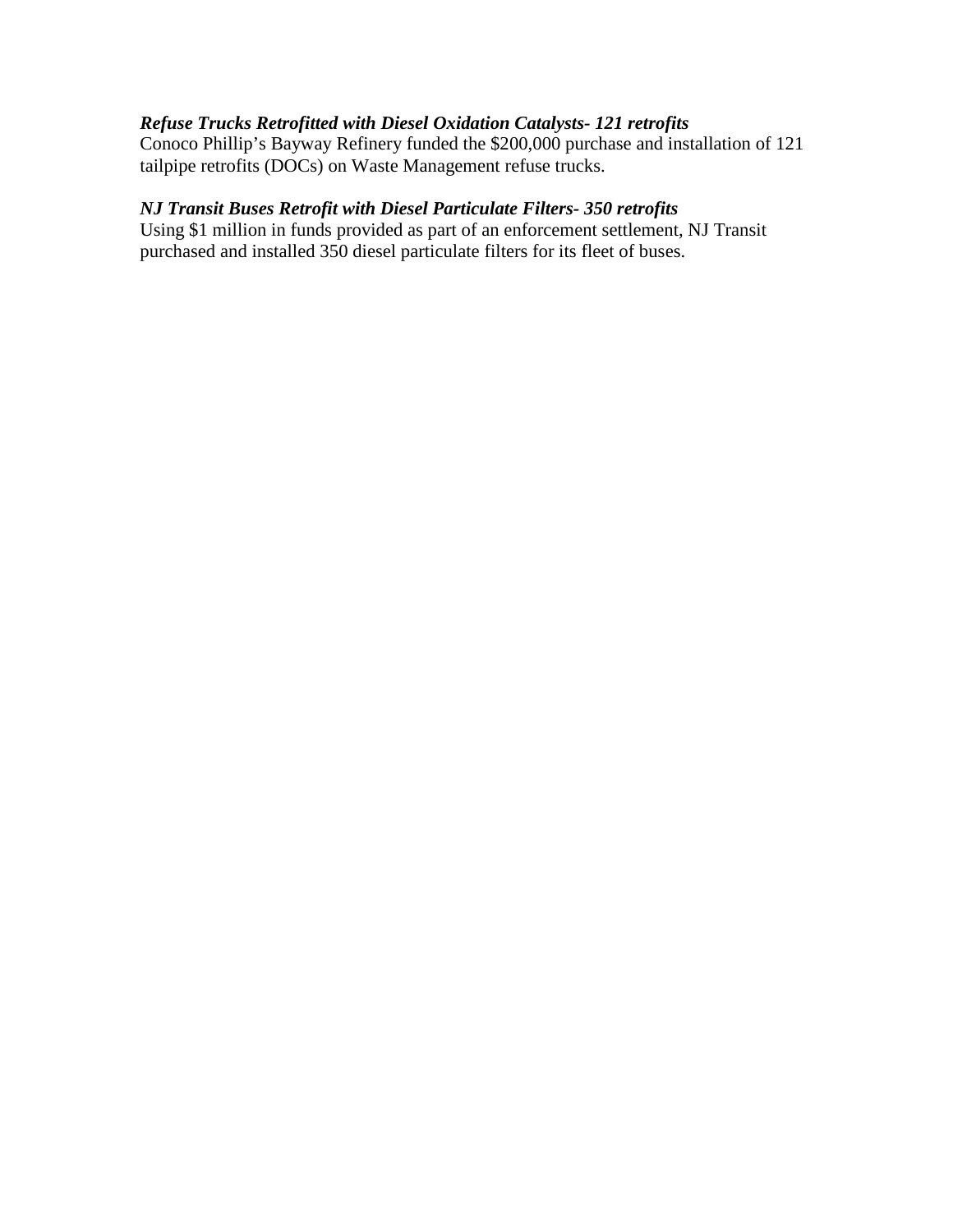***Refuse Trucks Retrofitted with Diesel Oxidation Catalysts- 121 retrofits***

Conoco Phillip's Bayway Refinery funded the $200,000 purchase and installation of 121 tailpipe retrofits (DOCs) on Waste Management refuse trucks.

***NJ Transit Buses Retrofit with Diesel Particulate Filters- 350 retrofits***

Using $1 million in funds provided as part of an enforcement settlement, NJ Transit purchased and installed 350 diesel particulate filters for its fleet of buses.